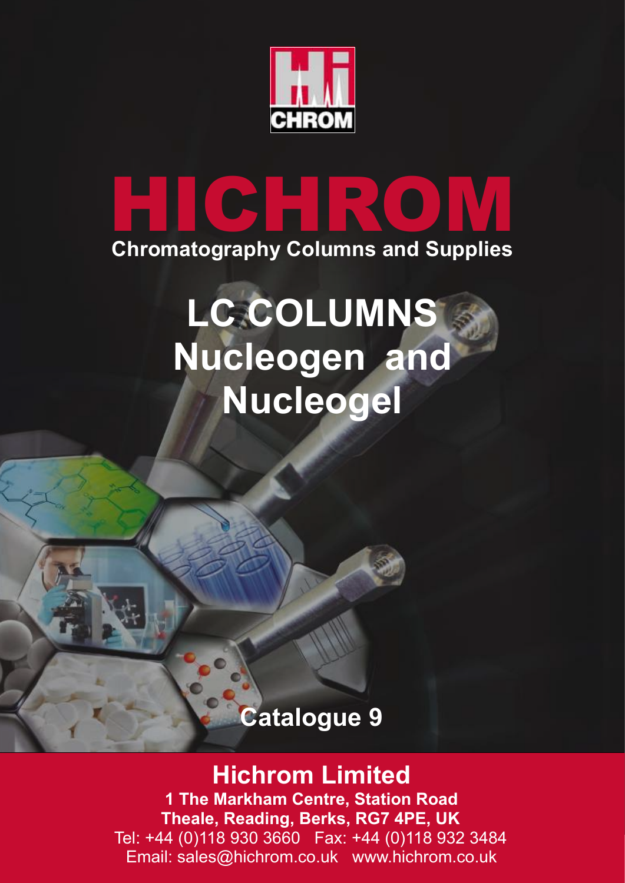# HICHROM

**Chromatography Columns and Supplies**

# LC COLUMNS Nucleogen and Nucleogel

**Catalogue 9**

## Hichrom Limited

**1 The Markham Centre, Station Road**
**Theale, Reading, Berks, RG7 4PE, UK**
Tel: +44 (0)118 930 3660 Fax: +44 (0)118 932 3484
Email: sales@hichrom.co.uk www.hichrom.co.uk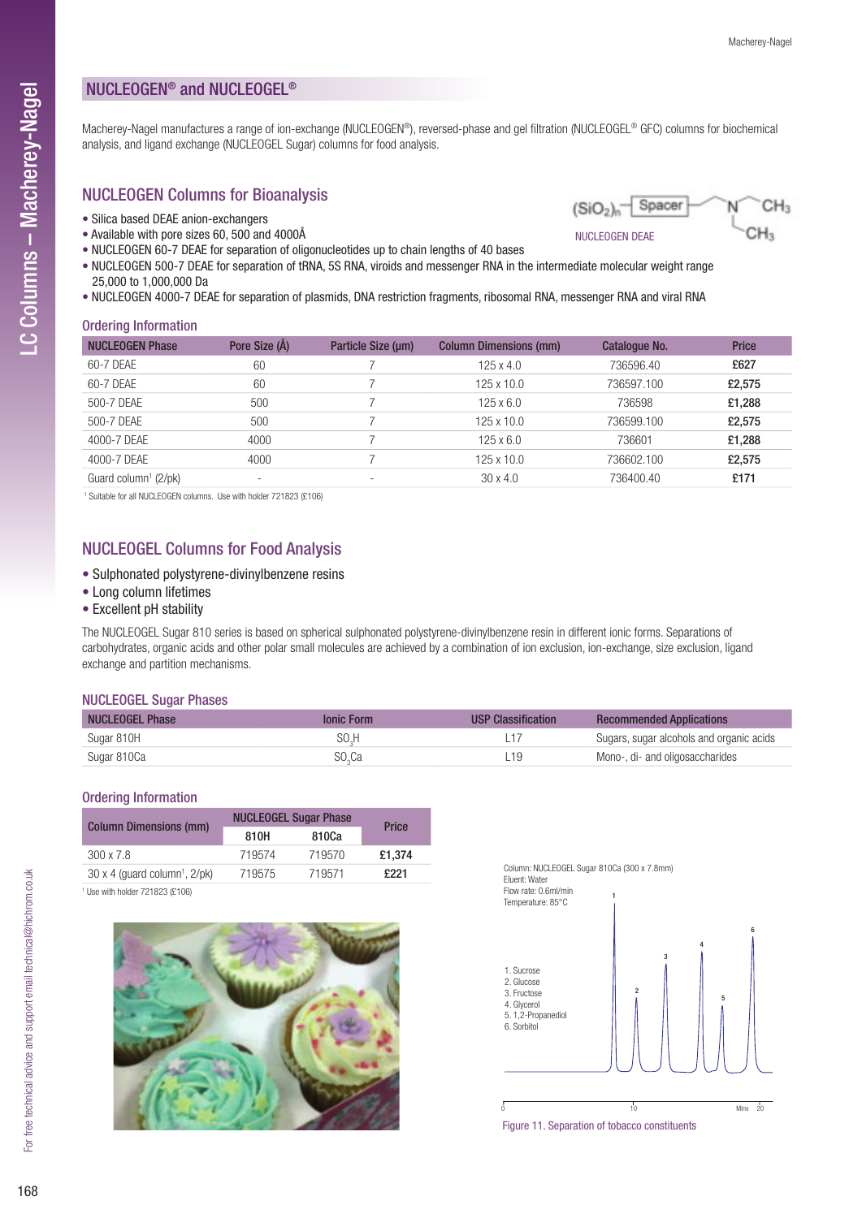## NUCLEOGEN® and NUCLEOGEL®

Macherey-Nagel manufactures a range of ion-exchange (NUCLEOGEN®), reversed-phase and gel filtration (NUCLEOGEL® GFC) columns for biochemical analysis, and ligand exchange (NUCLEOGEL Sugar) columns for food analysis.

### NUCLEOGEN Columns for Bioanalysis

$(SiO_2)_n$ – Spacer – N($CH_3$)($CH_3$)

NUCLEOGEN DEAE

- Silica based DEAE anion-exchangers
- Available with pore sizes 60, 500 and 4000Å
- NUCLEOGEN 60-7 DEAE for separation of oligonucleotides up to chain lengths of 40 bases
- NUCLEOGEN 500-7 DEAE for separation of tRNA, 5S RNA, viroids and messenger RNA in the intermediate molecular weight range 25,000 to 1,000,000 Da
- NUCLEOGEN 4000-7 DEAE for separation of plasmids, DNA restriction fragments, ribosomal RNA, messenger RNA and viral RNA

#### Ordering Information

| NUCLEOGEN Phase | Pore Size (Å) | Particle Size (µm) | Column Dimensions (mm) | Catalogue No. | Price |
|---|---|---|---|---|---|
| 60-7 DEAE | 60 | 7 | 125 x 4.0 | 736596.40 | **£627** |
| 60-7 DEAE | 60 | 7 | 125 x 10.0 | 736597.100 | **£2,575** |
| 500-7 DEAE | 500 | 7 | 125 x 6.0 | 736598 | **£1,288** |
| 500-7 DEAE | 500 | 7 | 125 x 10.0 | 736599.100 | **£2,575** |
| 4000-7 DEAE | 4000 | 7 | 125 x 6.0 | 736601 | **£1,288** |
| 4000-7 DEAE | 4000 | 7 | 125 x 10.0 | 736602.100 | **£2,575** |
| Guard column[1] (2/pk) | - | - | 30 x 4.0 | 736400.40 | **£171** |

[1] Suitable for all NUCLEOGEN columns. Use with holder 721823 (£106)

### NUCLEOGEL Columns for Food Analysis

- Sulphonated polystyrene-divinylbenzene resins
- Long column lifetimes
- Excellent pH stability

The NUCLEOGEL Sugar 810 series is based on spherical sulphonated polystyrene-divinylbenzene resin in different ionic forms. Separations of carbohydrates, organic acids and other polar small molecules are achieved by a combination of ion exclusion, ion-exchange, size exclusion, ligand exchange and partition mechanisms.

#### NUCLEOGEL Sugar Phases

| NUCLEOGEL Phase | Ionic Form | USP Classification | Recommended Applications |
|---|---|---|---|
| Sugar 810H | $SO_3H$ | L17 | Sugars, sugar alcohols and organic acids |
| Sugar 810Ca | $SO_3Ca$ | L19 | Mono-, di- and oligosaccharides |

#### Ordering Information

| Column Dimensions (mm) | NUCLEOGEL Sugar Phase | | Price |
|---|---|---|---|
| | 810H | 810Ca | |
| 300 x 7.8 | 719574 | 719570 | **£1,374** |
| 30 x 4 (guard column[1], 2/pk) | 719575 | 719571 | **£221** |

[1] Use with holder 721823 (£106)

Column: NUCLEOGEL Sugar 810Ca (300 x 7.8mm)
Eluent: Water
Flow rate: 0.6ml/min
Temperature: 85°C

1. Sucrose
2. Glucose
3. Fructose
4. Glycerol
5. 1,2-Propanediol
6. Sorbitol

0
10
Mins 20

Figure 11. Separation of tobacco constituents